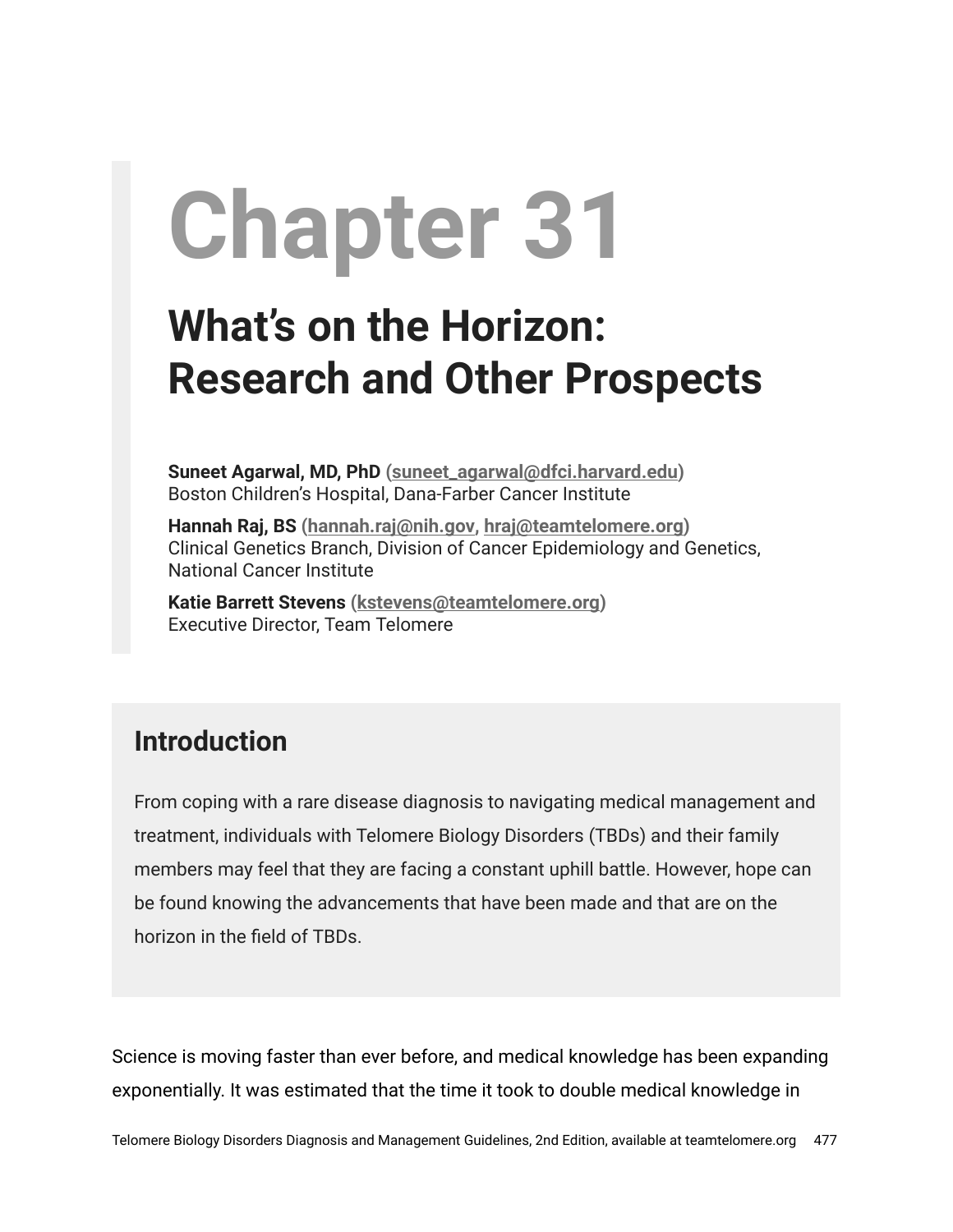# Chapter 31

## What's on the Horizon: Research and Other Prospects

**Suneet Agarwal, MD, PhD** (suneet_agarwal@dfci.harvard.edu)
Boston Children's Hospital, Dana-Farber Cancer Institute

**Hannah Raj, BS** (hannah.raj@nih.gov, hraj@teamtelomere.org)
Clinical Genetics Branch, Division of Cancer Epidemiology and Genetics, National Cancer Institute

**Katie Barrett Stevens** (kstevens@teamtelomere.org)
Executive Director, Team Telomere

### Introduction

From coping with a rare disease diagnosis to navigating medical management and treatment, individuals with Telomere Biology Disorders (TBDs) and their family members may feel that they are facing a constant uphill battle. However, hope can be found knowing the advancements that have been made and that are on the horizon in the field of TBDs.

Science is moving faster than ever before, and medical knowledge has been expanding exponentially. It was estimated that the time it took to double medical knowledge in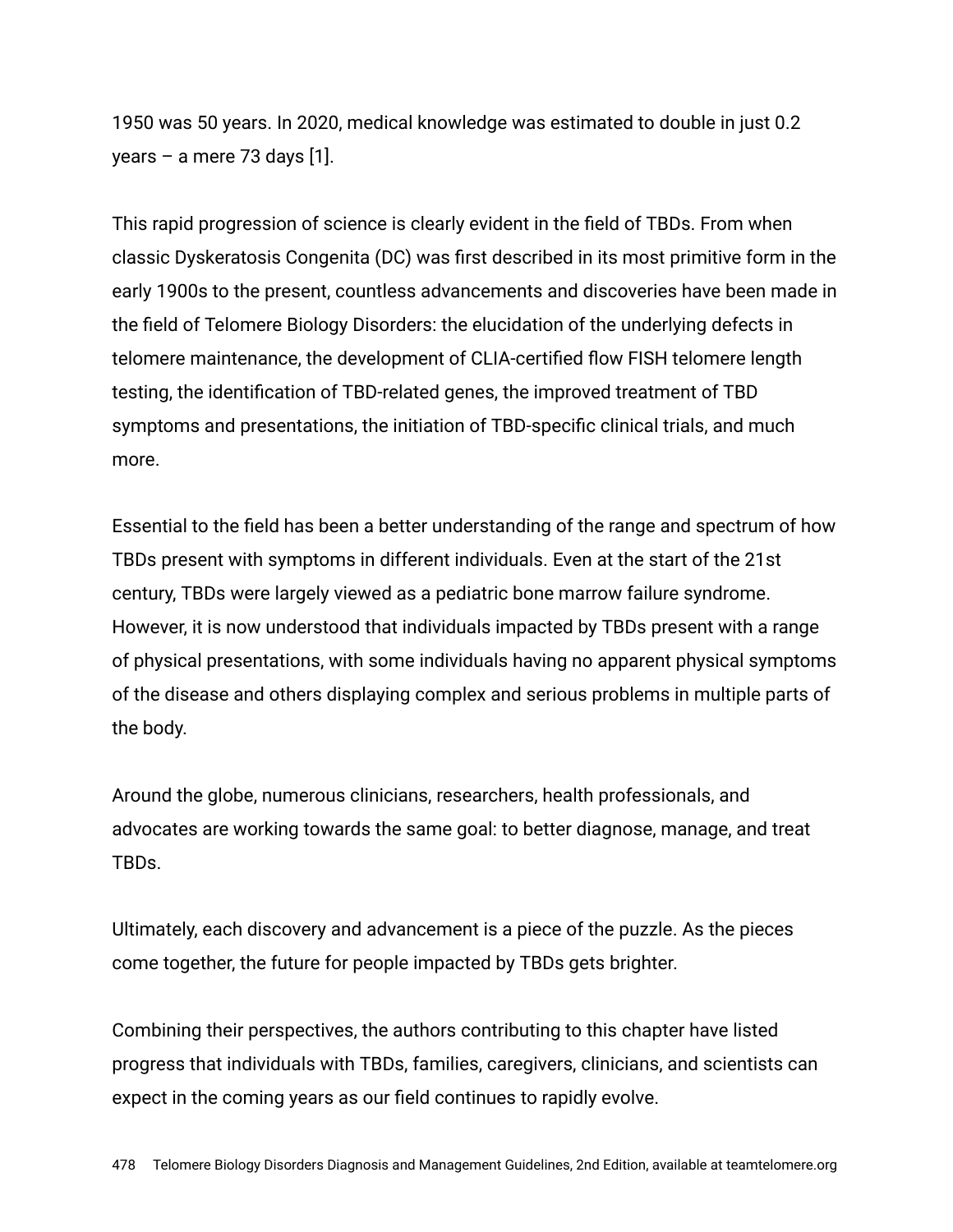1950 was 50 years. In 2020, medical knowledge was estimated to double in just 0.2 years – a mere 73 days [1].

This rapid progression of science is clearly evident in the field of TBDs. From when classic Dyskeratosis Congenita (DC) was first described in its most primitive form in the early 1900s to the present, countless advancements and discoveries have been made in the field of Telomere Biology Disorders: the elucidation of the underlying defects in telomere maintenance, the development of CLIA-certified flow FISH telomere length testing, the identification of TBD-related genes, the improved treatment of TBD symptoms and presentations, the initiation of TBD-specific clinical trials, and much more.

Essential to the field has been a better understanding of the range and spectrum of how TBDs present with symptoms in different individuals. Even at the start of the 21st century, TBDs were largely viewed as a pediatric bone marrow failure syndrome. However, it is now understood that individuals impacted by TBDs present with a range of physical presentations, with some individuals having no apparent physical symptoms of the disease and others displaying complex and serious problems in multiple parts of the body.

Around the globe, numerous clinicians, researchers, health professionals, and advocates are working towards the same goal: to better diagnose, manage, and treat TBDs.

Ultimately, each discovery and advancement is a piece of the puzzle. As the pieces come together, the future for people impacted by TBDs gets brighter.

Combining their perspectives, the authors contributing to this chapter have listed progress that individuals with TBDs, families, caregivers, clinicians, and scientists can expect in the coming years as our field continues to rapidly evolve.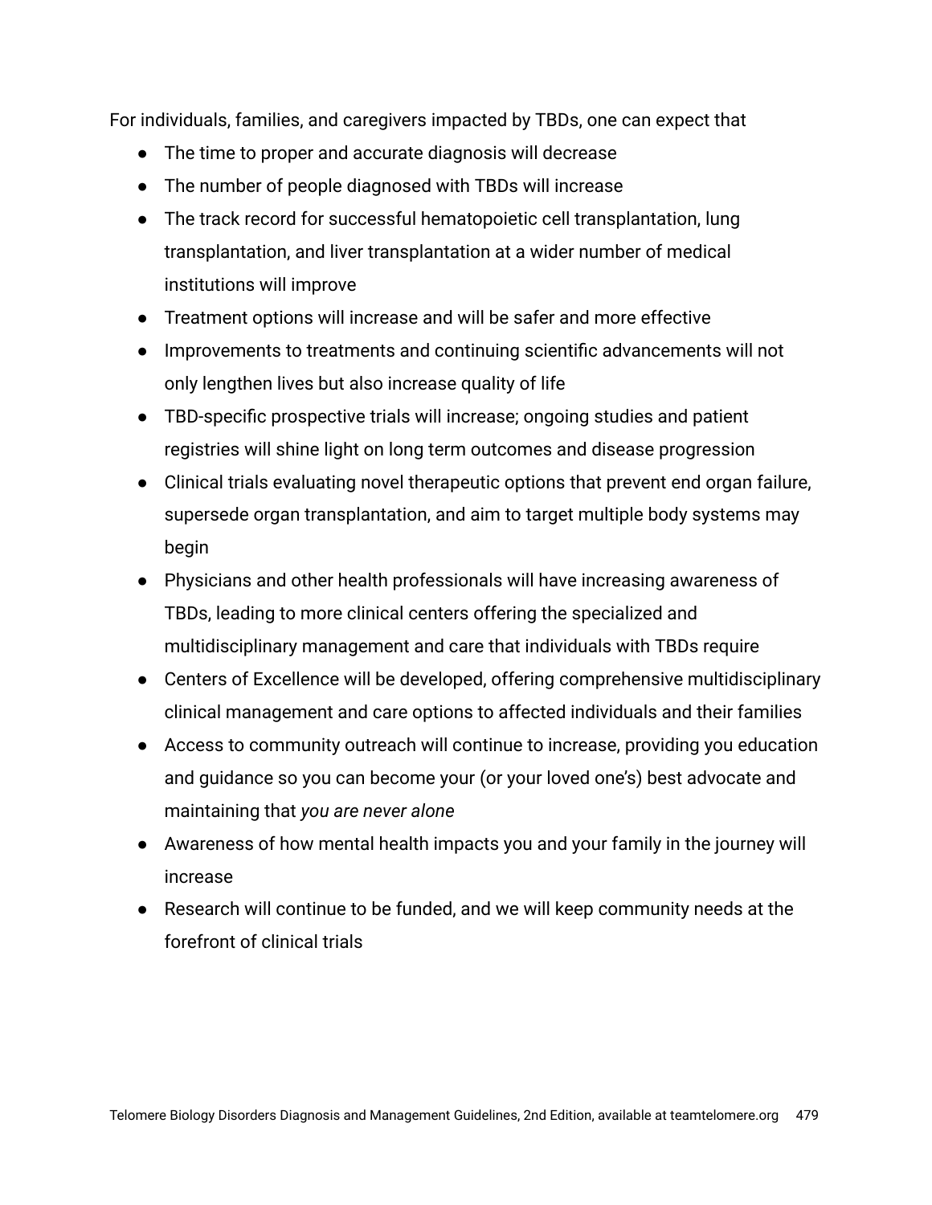For individuals, families, and caregivers impacted by TBDs, one can expect that

- The time to proper and accurate diagnosis will decrease
- The number of people diagnosed with TBDs will increase
- The track record for successful hematopoietic cell transplantation, lung transplantation, and liver transplantation at a wider number of medical institutions will improve
- Treatment options will increase and will be safer and more effective
- Improvements to treatments and continuing scientific advancements will not only lengthen lives but also increase quality of life
- TBD-specific prospective trials will increase; ongoing studies and patient registries will shine light on long term outcomes and disease progression
- Clinical trials evaluating novel therapeutic options that prevent end organ failure, supersede organ transplantation, and aim to target multiple body systems may begin
- Physicians and other health professionals will have increasing awareness of TBDs, leading to more clinical centers offering the specialized and multidisciplinary management and care that individuals with TBDs require
- Centers of Excellence will be developed, offering comprehensive multidisciplinary clinical management and care options to affected individuals and their families
- Access to community outreach will continue to increase, providing you education and guidance so you can become your (or your loved one's) best advocate and maintaining that *you are never alone*
- Awareness of how mental health impacts you and your family in the journey will increase
- Research will continue to be funded, and we will keep community needs at the forefront of clinical trials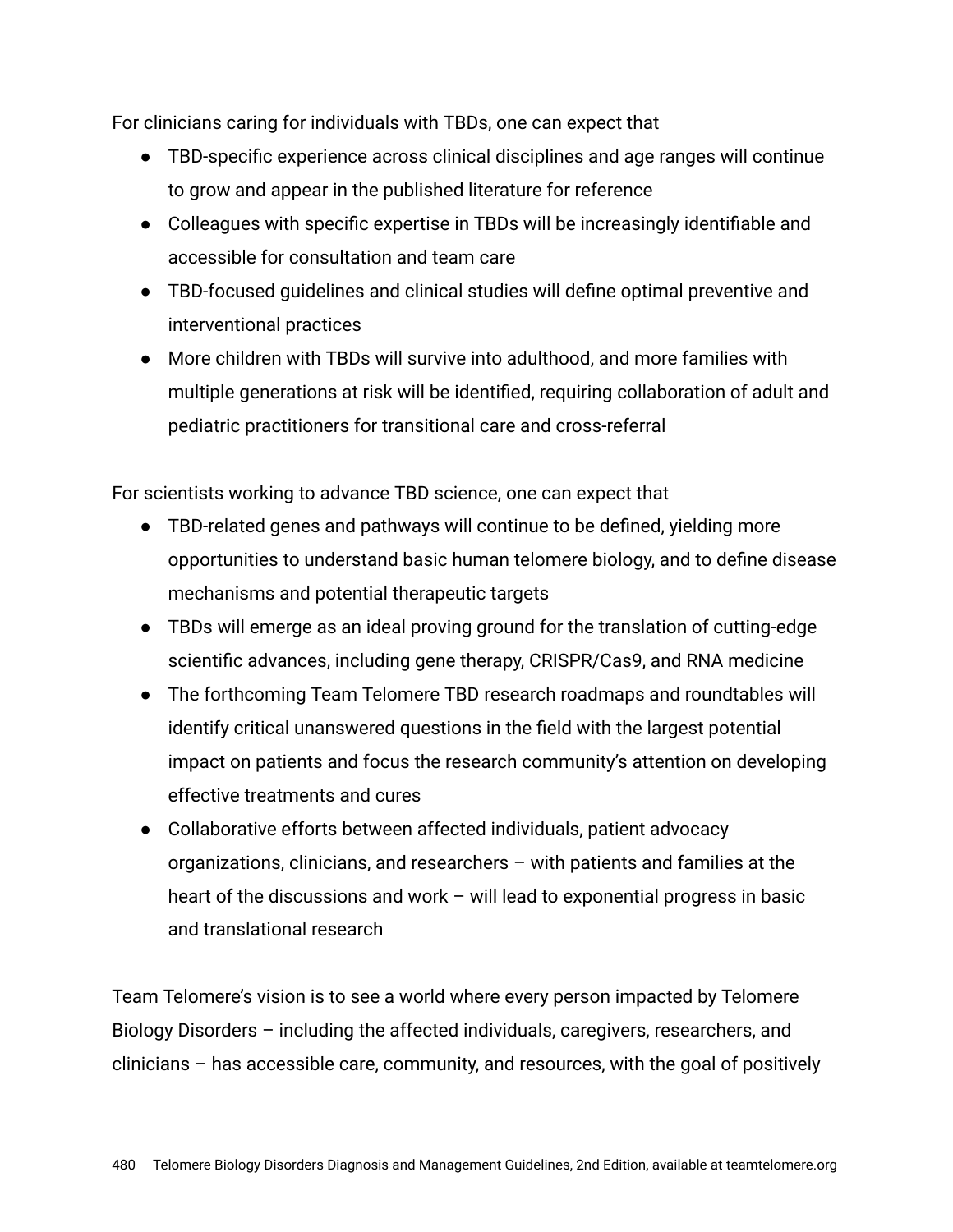For clinicians caring for individuals with TBDs, one can expect that

- TBD-specific experience across clinical disciplines and age ranges will continue to grow and appear in the published literature for reference
- Colleagues with specific expertise in TBDs will be increasingly identifiable and accessible for consultation and team care
- TBD-focused guidelines and clinical studies will define optimal preventive and interventional practices
- More children with TBDs will survive into adulthood, and more families with multiple generations at risk will be identified, requiring collaboration of adult and pediatric practitioners for transitional care and cross-referral

For scientists working to advance TBD science, one can expect that

- TBD-related genes and pathways will continue to be defined, yielding more opportunities to understand basic human telomere biology, and to define disease mechanisms and potential therapeutic targets
- TBDs will emerge as an ideal proving ground for the translation of cutting-edge scientific advances, including gene therapy, CRISPR/Cas9, and RNA medicine
- The forthcoming Team Telomere TBD research roadmaps and roundtables will identify critical unanswered questions in the field with the largest potential impact on patients and focus the research community's attention on developing effective treatments and cures
- Collaborative efforts between affected individuals, patient advocacy organizations, clinicians, and researchers – with patients and families at the heart of the discussions and work – will lead to exponential progress in basic and translational research

Team Telomere's vision is to see a world where every person impacted by Telomere Biology Disorders – including the affected individuals, caregivers, researchers, and clinicians – has accessible care, community, and resources, with the goal of positively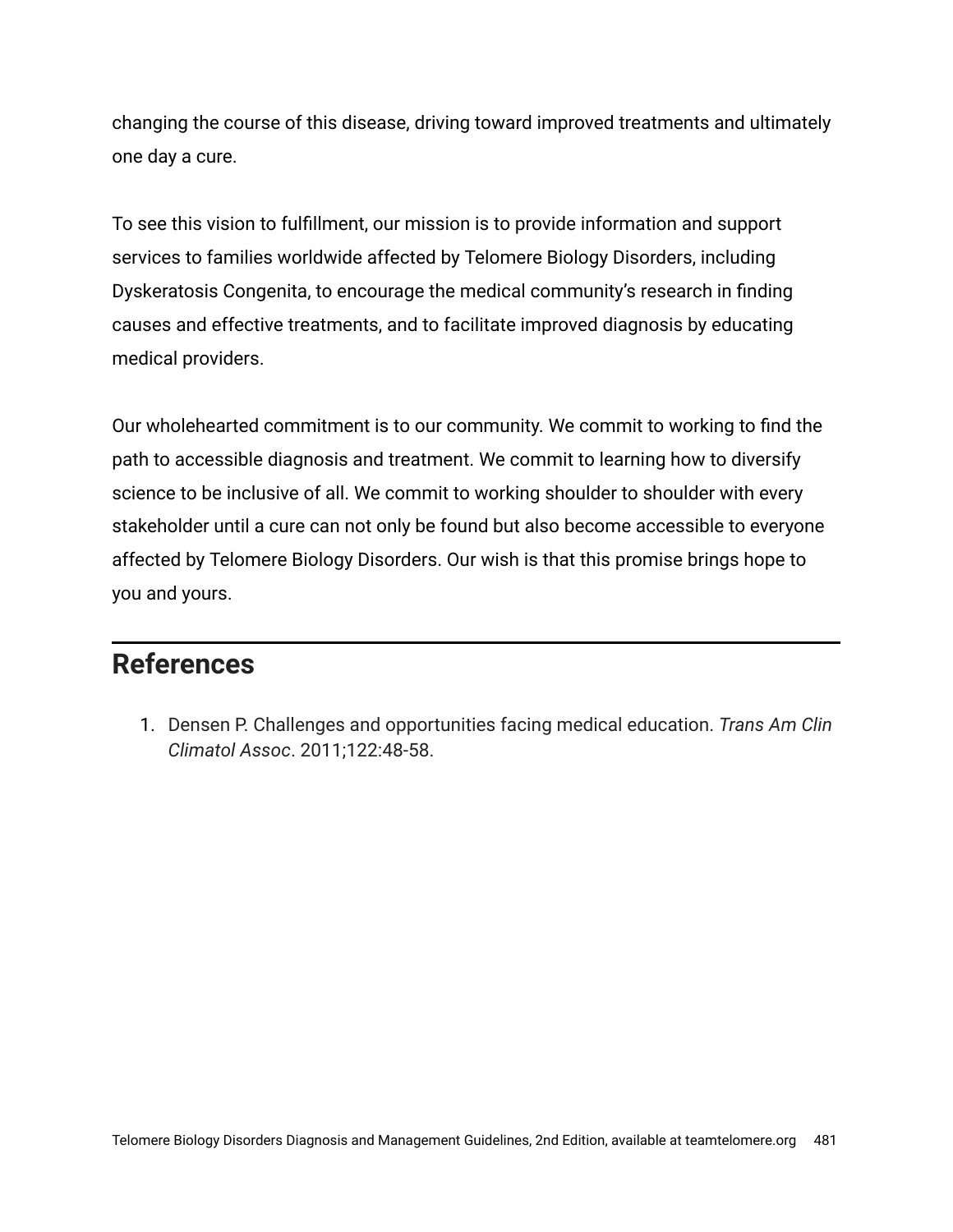changing the course of this disease, driving toward improved treatments and ultimately one day a cure.

To see this vision to fulfillment, our mission is to provide information and support services to families worldwide affected by Telomere Biology Disorders, including Dyskeratosis Congenita, to encourage the medical community's research in finding causes and effective treatments, and to facilitate improved diagnosis by educating medical providers.

Our wholehearted commitment is to our community. We commit to working to find the path to accessible diagnosis and treatment. We commit to learning how to diversify science to be inclusive of all. We commit to working shoulder to shoulder with every stakeholder until a cure can not only be found but also become accessible to everyone affected by Telomere Biology Disorders. Our wish is that this promise brings hope to you and yours.

## References

1. Densen P. Challenges and opportunities facing medical education. *Trans Am Clin Climatol Assoc*. 2011;122:48-58.